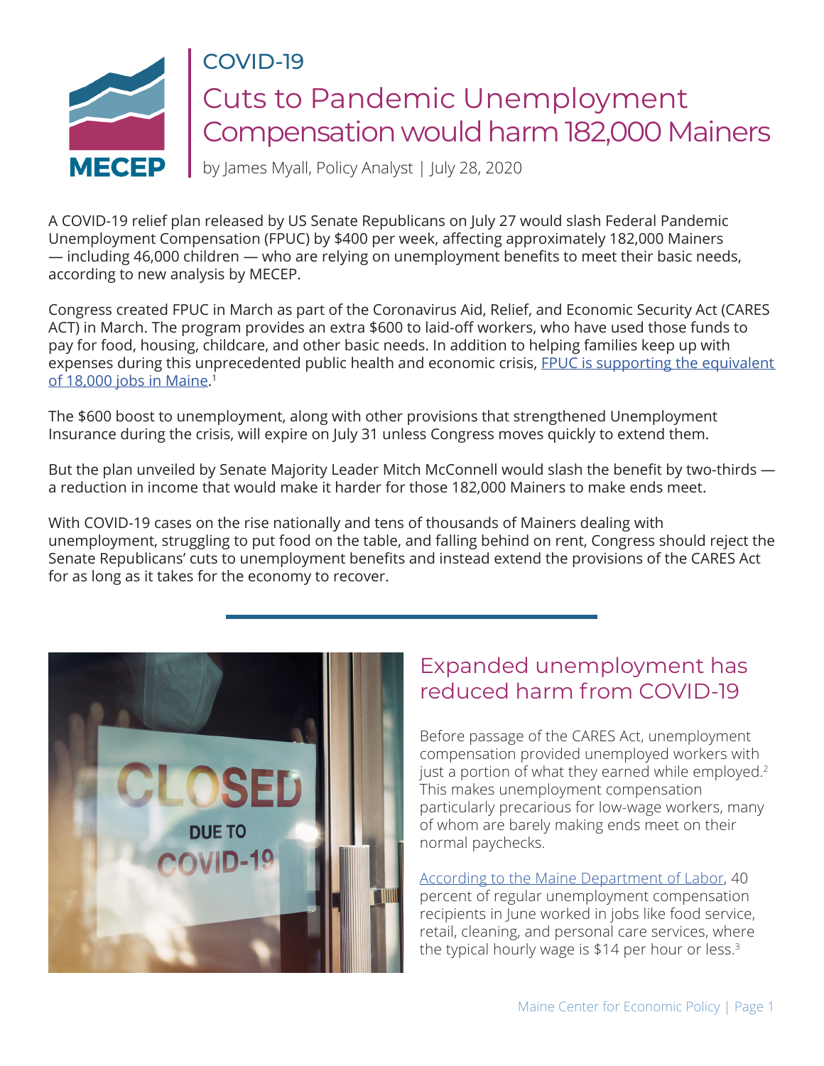COVID-19

# Cuts to Pandemic Unemployment Compensation would harm 182,000 Mainers

by James Myall, Policy Analyst | July 28, 2020

A COVID-19 relief plan released by US Senate Republicans on July 27 would slash Federal Pandemic Unemployment Compensation (FPUC) by $400 per week, affecting approximately 182,000 Mainers — including 46,000 children — who are relying on unemployment benefits to meet their basic needs, according to new analysis by MECEP.

Congress created FPUC in March as part of the Coronavirus Aid, Relief, and Economic Security Act (CARES ACT) in March. The program provides an extra $600 to laid-off workers, who have used those funds to pay for food, housing, childcare, and other basic needs. In addition to helping families keep up with expenses during this unprecedented public health and economic crisis, FPUC is supporting the equivalent of 18,000 jobs in Maine.[1]

The $600 boost to unemployment, along with other provisions that strengthened Unemployment Insurance during the crisis, will expire on July 31 unless Congress moves quickly to extend them.

But the plan unveiled by Senate Majority Leader Mitch McConnell would slash the benefit by two-thirds — a reduction in income that would make it harder for those 182,000 Mainers to make ends meet.

With COVID-19 cases on the rise nationally and tens of thousands of Mainers dealing with unemployment, struggling to put food on the table, and falling behind on rent, Congress should reject the Senate Republicans' cuts to unemployment benefits and instead extend the provisions of the CARES Act for as long as it takes for the economy to recover.

## Expanded unemployment has reduced harm from COVID-19

Before passage of the CARES Act, unemployment compensation provided unemployed workers with just a portion of what they earned while employed.[2] This makes unemployment compensation particularly precarious for low-wage workers, many of whom are barely making ends meet on their normal paychecks.

According to the Maine Department of Labor, 40 percent of regular unemployment compensation recipients in June worked in jobs like food service, retail, cleaning, and personal care services, where the typical hourly wage is $14 per hour or less.[3]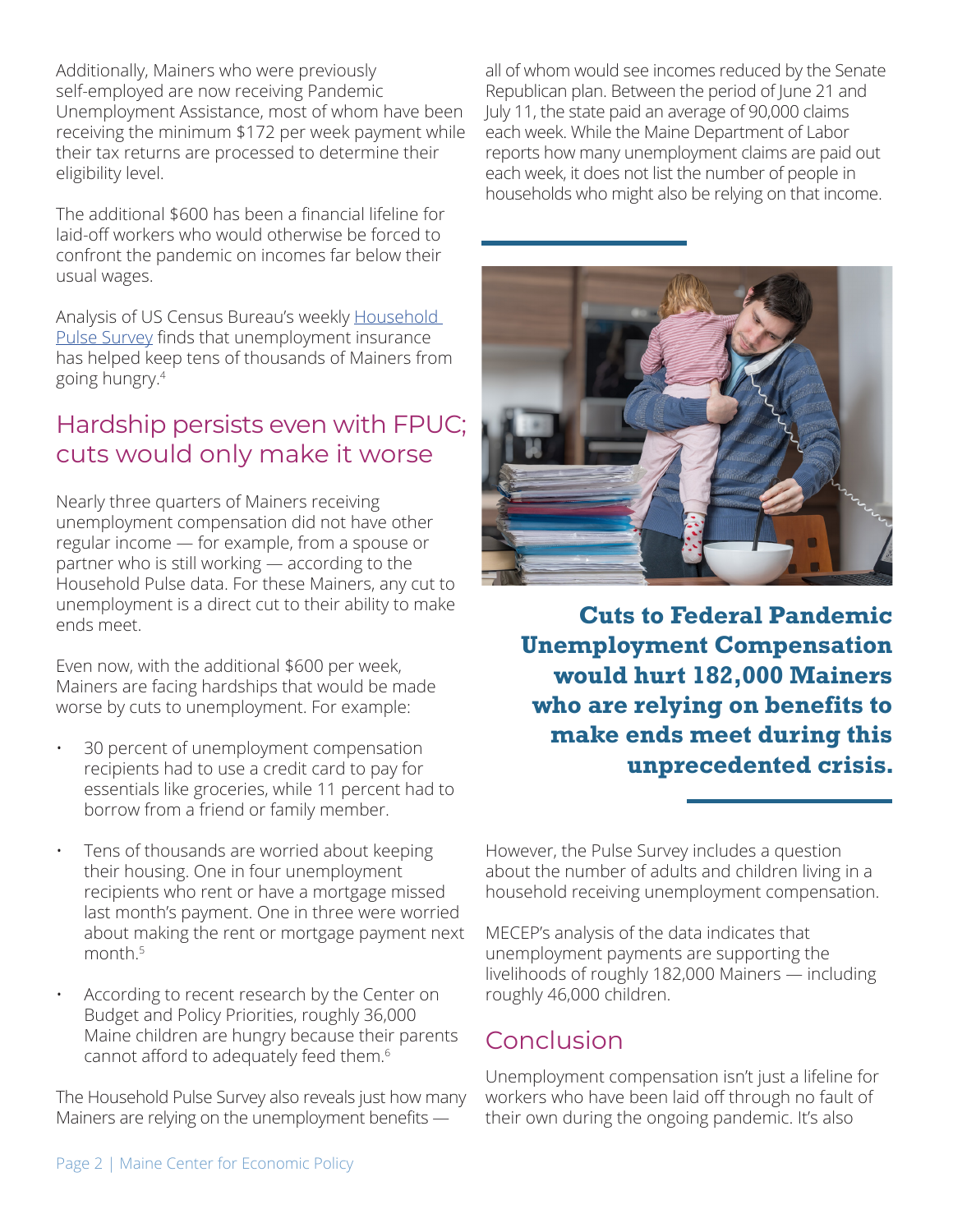Additionally, Mainers who were previously self-employed are now receiving Pandemic Unemployment Assistance, most of whom have been receiving the minimum $172 per week payment while their tax returns are processed to determine their eligibility level.

The additional $600 has been a financial lifeline for laid-off workers who would otherwise be forced to confront the pandemic on incomes far below their usual wages.

Analysis of US Census Bureau's weekly Household Pulse Survey finds that unemployment insurance has helped keep tens of thousands of Mainers from going hungry.[4]

## Hardship persists even with FPUC; cuts would only make it worse

Nearly three quarters of Mainers receiving unemployment compensation did not have other regular income — for example, from a spouse or partner who is still working — according to the Household Pulse data. For these Mainers, any cut to unemployment is a direct cut to their ability to make ends meet.

Even now, with the additional $600 per week, Mainers are facing hardships that would be made worse by cuts to unemployment. For example:

- 30 percent of unemployment compensation recipients had to use a credit card to pay for essentials like groceries, while 11 percent had to borrow from a friend or family member.
- Tens of thousands are worried about keeping their housing. One in four unemployment recipients who rent or have a mortgage missed last month's payment. One in three were worried about making the rent or mortgage payment next month.[5]
- According to recent research by the Center on Budget and Policy Priorities, roughly 36,000 Maine children are hungry because their parents cannot afford to adequately feed them.[6]

The Household Pulse Survey also reveals just how many Mainers are relying on the unemployment benefits — all of whom would see incomes reduced by the Senate Republican plan. Between the period of June 21 and July 11, the state paid an average of 90,000 claims each week. While the Maine Department of Labor reports how many unemployment claims are paid out each week, it does not list the number of people in households who might also be relying on that income.

**Cuts to Federal Pandemic Unemployment Compensation would hurt 182,000 Mainers who are relying on benefits to make ends meet during this unprecedented crisis.**

However, the Pulse Survey includes a question about the number of adults and children living in a household receiving unemployment compensation.

MECEP's analysis of the data indicates that unemployment payments are supporting the livelihoods of roughly 182,000 Mainers — including roughly 46,000 children.

## Conclusion

Unemployment compensation isn't just a lifeline for workers who have been laid off through no fault of their own during the ongoing pandemic. It's also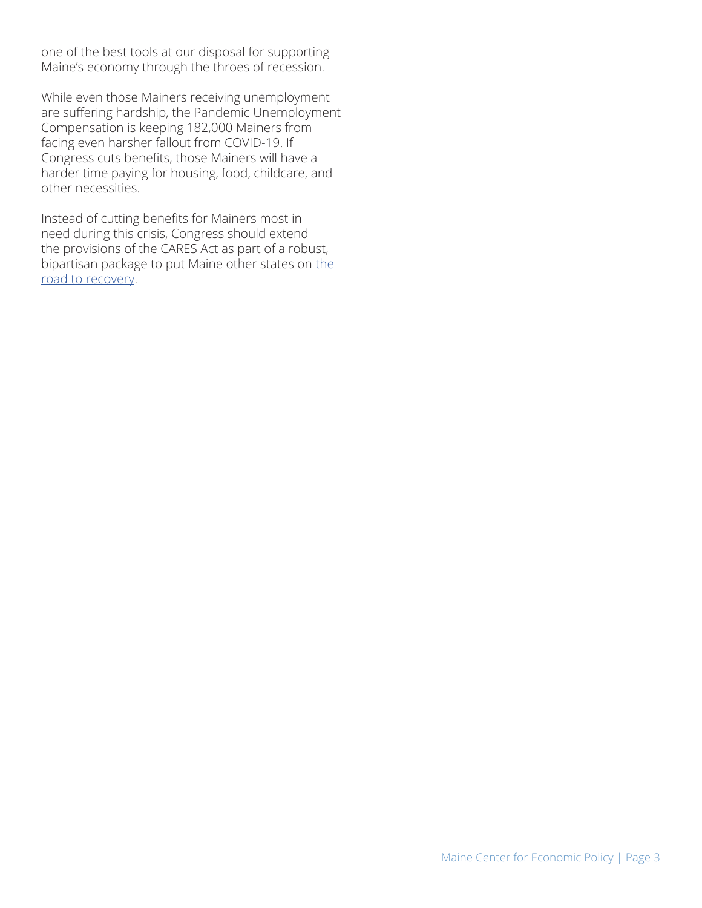one of the best tools at our disposal for supporting Maine's economy through the throes of recession.

While even those Mainers receiving unemployment are suffering hardship, the Pandemic Unemployment Compensation is keeping 182,000 Mainers from facing even harsher fallout from COVID-19. If Congress cuts benefits, those Mainers will have a harder time paying for housing, food, childcare, and other necessities.

Instead of cutting benefits for Mainers most in need during this crisis, Congress should extend the provisions of the CARES Act as part of a robust, bipartisan package to put Maine other states on the road to recovery.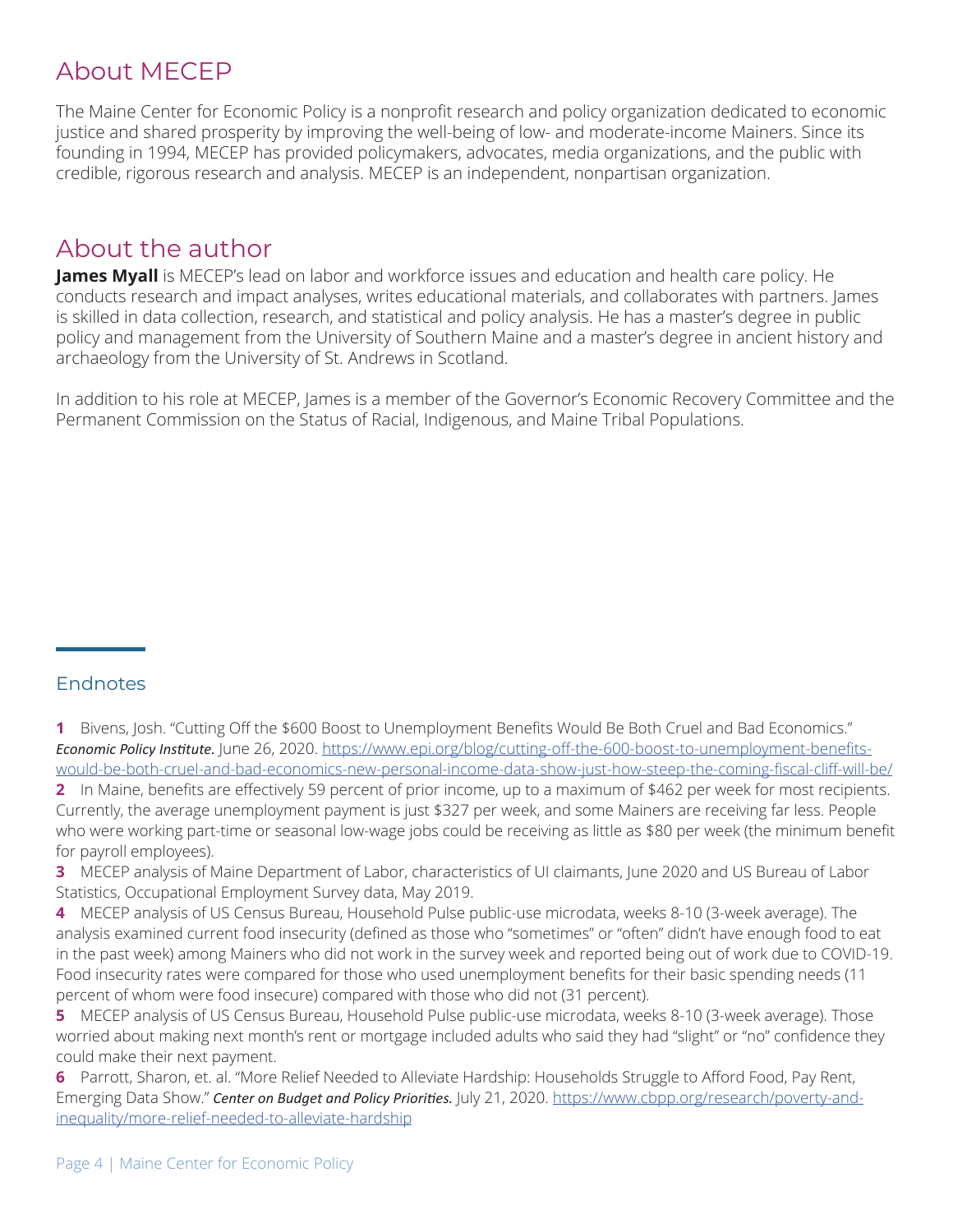## About MECEP

The Maine Center for Economic Policy is a nonprofit research and policy organization dedicated to economic justice and shared prosperity by improving the well-being of low- and moderate-income Mainers. Since its founding in 1994, MECEP has provided policymakers, advocates, media organizations, and the public with credible, rigorous research and analysis. MECEP is an independent, nonpartisan organization.

## About the author

**James Myall** is MECEP's lead on labor and workforce issues and education and health care policy. He conducts research and impact analyses, writes educational materials, and collaborates with partners. James is skilled in data collection, research, and statistical and policy analysis. He has a master's degree in public policy and management from the University of Southern Maine and a master's degree in ancient history and archaeology from the University of St. Andrews in Scotland.

In addition to his role at MECEP, James is a member of the Governor's Economic Recovery Committee and the Permanent Commission on the Status of Racial, Indigenous, and Maine Tribal Populations.

### Endnotes

**1** Bivens, Josh. "Cutting Off the $600 Boost to Unemployment Benefits Would Be Both Cruel and Bad Economics." ***Economic Policy Institute.*** June 26, 2020. https://www.epi.org/blog/cutting-off-the-600-boost-to-unemployment-benefits-would-be-both-cruel-and-bad-economics-new-personal-income-data-show-just-how-steep-the-coming-fiscal-cliff-will-be/

**2** In Maine, benefits are effectively 59 percent of prior income, up to a maximum of $462 per week for most recipients. Currently, the average unemployment payment is just $327 per week, and some Mainers are receiving far less. People who were working part-time or seasonal low-wage jobs could be receiving as little as $80 per week (the minimum benefit for payroll employees).

**3** MECEP analysis of Maine Department of Labor, characteristics of UI claimants, June 2020 and US Bureau of Labor Statistics, Occupational Employment Survey data, May 2019.

**4** MECEP analysis of US Census Bureau, Household Pulse public-use microdata, weeks 8-10 (3-week average). The analysis examined current food insecurity (defined as those who "sometimes" or "often" didn't have enough food to eat in the past week) among Mainers who did not work in the survey week and reported being out of work due to COVID-19. Food insecurity rates were compared for those who used unemployment benefits for their basic spending needs (11 percent of whom were food insecure) compared with those who did not (31 percent).

**5** MECEP analysis of US Census Bureau, Household Pulse public-use microdata, weeks 8-10 (3-week average). Those worried about making next month's rent or mortgage included adults who said they had "slight" or "no" confidence they could make their next payment.

**6** Parrott, Sharon, et. al. "More Relief Needed to Alleviate Hardship: Households Struggle to Afford Food, Pay Rent, Emerging Data Show." ***Center on Budget and Policy Priorities.*** July 21, 2020. https://www.cbpp.org/research/poverty-and-inequality/more-relief-needed-to-alleviate-hardship